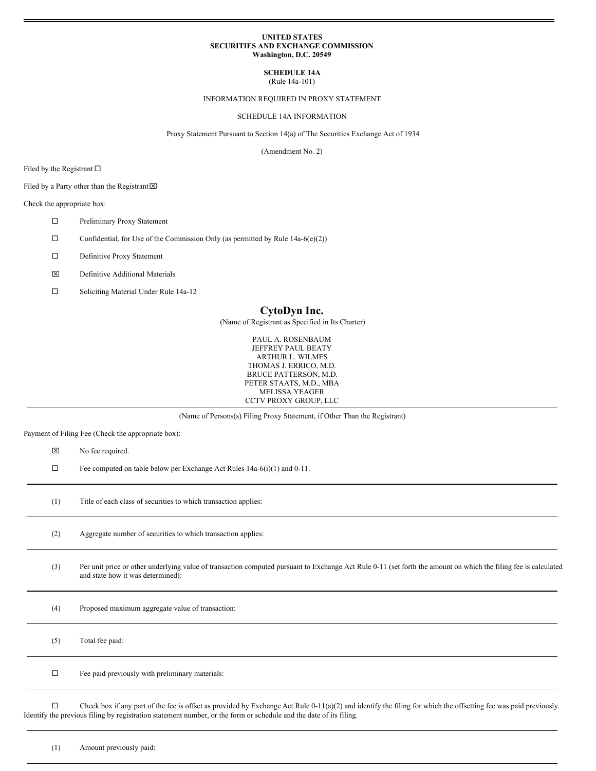**UNITED STATES**
**SECURITIES AND EXCHANGE COMMISSION**
**Washington, D.C. 20549**

**SCHEDULE 14A**
(Rule 14a-101)

INFORMATION REQUIRED IN PROXY STATEMENT

SCHEDULE 14A INFORMATION

Proxy Statement Pursuant to Section 14(a) of The Securities Exchange Act of 1934

(Amendment No. 2)

Filed by the Registrant ☐

Filed by a Party other than the Registrant ☒

Check the appropriate box:

☐ Preliminary Proxy Statement

☐ Confidential, for Use of the Commission Only (as permitted by Rule 14a-6(e)(2))

☐ Definitive Proxy Statement

☒ Definitive Additional Materials

☐ Soliciting Material Under Rule 14a-12

# CytoDyn Inc.

(Name of Registrant as Specified in Its Charter)

PAUL A. ROSENBAUM
JEFFREY PAUL BEATY
ARTHUR L. WILMES
THOMAS J. ERRICO, M.D.
BRUCE PATTERSON, M.D.
PETER STAATS, M.D., MBA
MELISSA YEAGER
CCTV PROXY GROUP, LLC

(Name of Persons(s) Filing Proxy Statement, if Other Than the Registrant)

Payment of Filing Fee (Check the appropriate box):

☒ No fee required.

☐ Fee computed on table below per Exchange Act Rules 14a-6(i)(1) and 0-11.

(1) Title of each class of securities to which transaction applies:

(2) Aggregate number of securities to which transaction applies:

(3) Per unit price or other underlying value of transaction computed pursuant to Exchange Act Rule 0-11 (set forth the amount on which the filing fee is calculated and state how it was determined):

(4) Proposed maximum aggregate value of transaction:

(5) Total fee paid:

☐ Fee paid previously with preliminary materials:

☐ Check box if any part of the fee is offset as provided by Exchange Act Rule 0-11(a)(2) and identify the filing for which the offsetting fee was paid previously. Identify the previous filing by registration statement number, or the form or schedule and the date of its filing.

(1) Amount previously paid: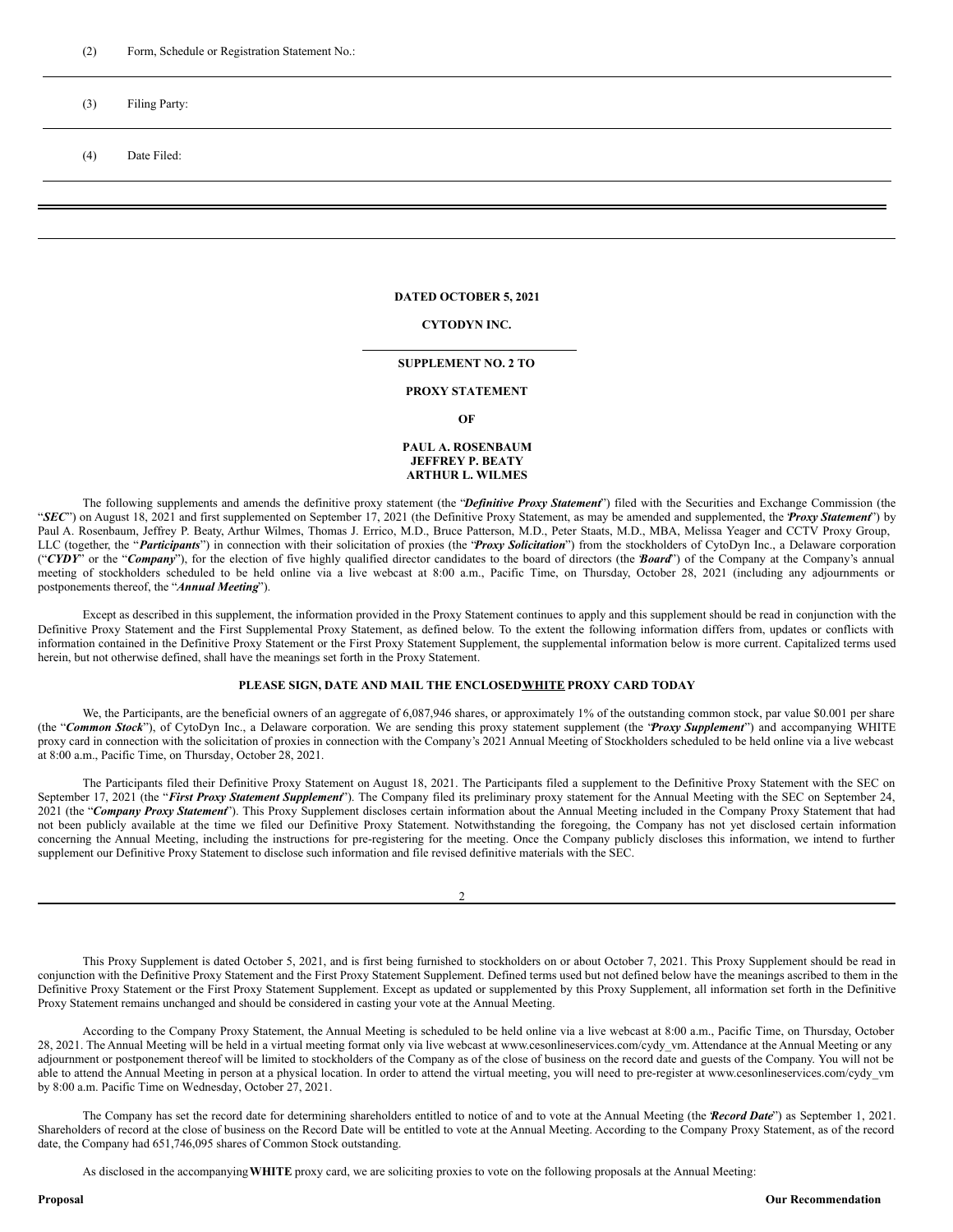(2) Form, Schedule or Registration Statement No.:

(3) Filing Party:

(4) Date Filed:

**DATED OCTOBER 5, 2021**

**CYTODYN INC.**

**SUPPLEMENT NO. 2 TO**

**PROXY STATEMENT**

**OF**

**PAUL A. ROSENBAUM**
**JEFFREY P. BEATY**
**ARTHUR L. WILMES**

The following supplements and amends the definitive proxy statement (the "***Definitive Proxy Statement***") filed with the Securities and Exchange Commission (the "***SEC***") on August 18, 2021 and first supplemented on September 17, 2021 (the Definitive Proxy Statement, as may be amended and supplemented, the "***Proxy Statement***") by Paul A. Rosenbaum, Jeffrey P. Beaty, Arthur Wilmes, Thomas J. Errico, M.D., Bruce Patterson, M.D., Peter Staats, M.D., MBA, Melissa Yeager and CCTV Proxy Group, LLC (together, the "***Participants***") in connection with their solicitation of proxies (the "***Proxy Solicitation***") from the stockholders of CytoDyn Inc., a Delaware corporation ("***CYDY***" or the "***Company***"), for the election of five highly qualified director candidates to the board of directors (the "***Board***") of the Company at the Company's annual meeting of stockholders scheduled to be held online via a live webcast at 8:00 a.m., Pacific Time, on Thursday, October 28, 2021 (including any adjournments or postponements thereof, the "***Annual Meeting***").

Except as described in this supplement, the information provided in the Proxy Statement continues to apply and this supplement should be read in conjunction with the Definitive Proxy Statement and the First Supplemental Proxy Statement, as defined below. To the extent the following information differs from, updates or conflicts with information contained in the Definitive Proxy Statement or the First Proxy Statement Supplement, the supplemental information below is more current. Capitalized terms used herein, but not otherwise defined, shall have the meanings set forth in the Proxy Statement.

**PLEASE SIGN, DATE AND MAIL THE ENCLOSED <u>WHITE</u> PROXY CARD TODAY**

We, the Participants, are the beneficial owners of an aggregate of 6,087,946 shares, or approximately 1% of the outstanding common stock, par value $0.001 per share (the "***Common Stock***"), of CytoDyn Inc., a Delaware corporation. We are sending this proxy statement supplement (the "***Proxy Supplement***") and accompanying WHITE proxy card in connection with the solicitation of proxies in connection with the Company's 2021 Annual Meeting of Stockholders scheduled to be held online via a live webcast at 8:00 a.m., Pacific Time, on Thursday, October 28, 2021.

The Participants filed their Definitive Proxy Statement on August 18, 2021. The Participants filed a supplement to the Definitive Proxy Statement with the SEC on September 17, 2021 (the "***First Proxy Statement Supplement***"). The Company filed its preliminary proxy statement for the Annual Meeting with the SEC on September 24, 2021 (the "***Company Proxy Statement***"). This Proxy Supplement discloses certain information about the Annual Meeting included in the Company Proxy Statement that had not been publicly available at the time we filed our Definitive Proxy Statement. Notwithstanding the foregoing, the Company has not yet disclosed certain information concerning the Annual Meeting, including the instructions for pre-registering for the meeting. Once the Company publicly discloses this information, we intend to further supplement our Definitive Proxy Statement to disclose such information and file revised definitive materials with the SEC.

This Proxy Supplement is dated October 5, 2021, and is first being furnished to stockholders on or about October 7, 2021. This Proxy Supplement should be read in conjunction with the Definitive Proxy Statement and the First Proxy Statement Supplement. Defined terms used but not defined below have the meanings ascribed to them in the Definitive Proxy Statement or the First Proxy Statement Supplement. Except as updated or supplemented by this Proxy Supplement, all information set forth in the Definitive Proxy Statement remains unchanged and should be considered in casting your vote at the Annual Meeting.

According to the Company Proxy Statement, the Annual Meeting is scheduled to be held online via a live webcast at 8:00 a.m., Pacific Time, on Thursday, October 28, 2021. The Annual Meeting will be held in a virtual meeting format only via live webcast at www.cesonlineservices.com/cydy_vm. Attendance at the Annual Meeting or any adjournment or postponement thereof will be limited to stockholders of the Company as of the close of business on the record date and guests of the Company. You will not be able to attend the Annual Meeting in person at a physical location. In order to attend the virtual meeting, you will need to pre-register at www.cesonlineservices.com/cydy_vm by 8:00 a.m. Pacific Time on Wednesday, October 27, 2021.

The Company has set the record date for determining shareholders entitled to notice of and to vote at the Annual Meeting (the "***Record Date***") as September 1, 2021. Shareholders of record at the close of business on the Record Date will be entitled to vote at the Annual Meeting. According to the Company Proxy Statement, as of the record date, the Company had 651,746,095 shares of Common Stock outstanding.

As disclosed in the accompanying **WHITE** proxy card, we are soliciting proxies to vote on the following proposals at the Annual Meeting:

| **Proposal** | **Our Recommendation** |
|---|---|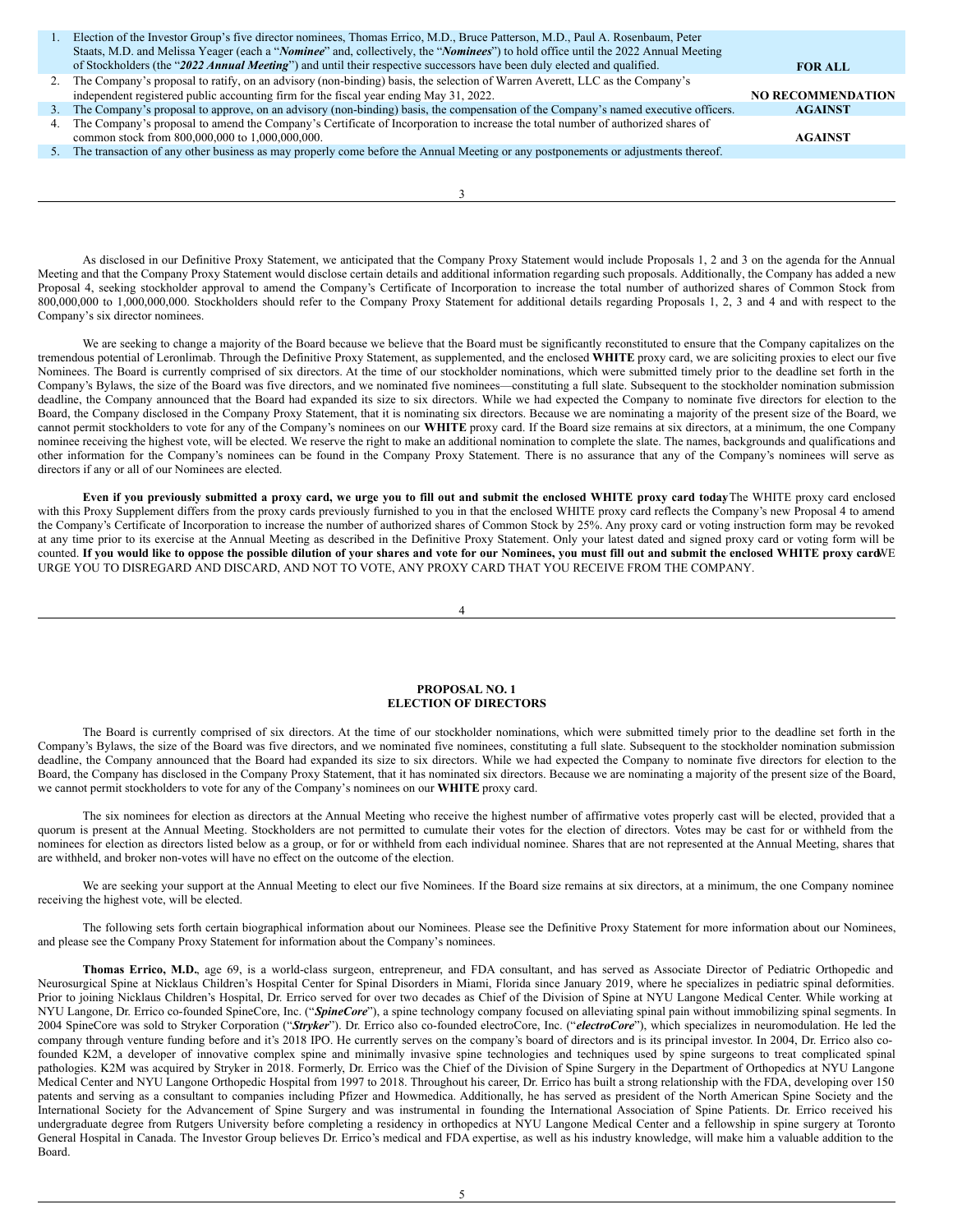| | | |
|---|---|---|
| 1. | Election of the Investor Group's five director nominees, Thomas Errico, M.D., Bruce Patterson, M.D., Paul A. Rosenbaum, Peter Staats, M.D. and Melissa Yeager (each a "***Nominee***" and, collectively, the "***Nominees***") to hold office until the 2022 Annual Meeting of Stockholders (the "***2022 Annual Meeting***") and until their respective successors have been duly elected and qualified. | **FOR ALL** |
| 2. | The Company's proposal to ratify, on an advisory (non-binding) basis, the selection of Warren Averett, LLC as the Company's independent registered public accounting firm for the fiscal year ending May 31, 2022. | **NO RECOMMENDATION** |
| 3. | The Company's proposal to approve, on an advisory (non-binding) basis, the compensation of the Company's named executive officers. | **AGAINST** |
| 4. | The Company's proposal to amend the Company's Certificate of Incorporation to increase the total number of authorized shares of common stock from 800,000,000 to 1,000,000,000. | **AGAINST** |
| 5. | The transaction of any other business as may properly come before the Annual Meeting or any postponements or adjustments thereof. | |

As disclosed in our Definitive Proxy Statement, we anticipated that the Company Proxy Statement would include Proposals 1, 2 and 3 on the agenda for the Annual Meeting and that the Company Proxy Statement would disclose certain details and additional information regarding such proposals. Additionally, the Company has added a new Proposal 4, seeking stockholder approval to amend the Company's Certificate of Incorporation to increase the total number of authorized shares of Common Stock from 800,000,000 to 1,000,000,000. Stockholders should refer to the Company Proxy Statement for additional details regarding Proposals 1, 2, 3 and 4 and with respect to the Company's six director nominees.

We are seeking to change a majority of the Board because we believe that the Board must be significantly reconstituted to ensure that the Company capitalizes on the tremendous potential of Leronlimab. Through the Definitive Proxy Statement, as supplemented, and the enclosed **WHITE** proxy card, we are soliciting proxies to elect our five Nominees. The Board is currently comprised of six directors. At the time of our stockholder nominations, which were submitted timely prior to the deadline set forth in the Company's Bylaws, the size of the Board was five directors, and we nominated five nominees—constituting a full slate. Subsequent to the stockholder nomination submission deadline, the Company announced that the Board had expanded its size to six directors. While we had expected the Company to nominate five directors for election to the Board, the Company disclosed in the Company Proxy Statement, that it is nominating six directors. Because we are nominating a majority of the present size of the Board, we cannot permit stockholders to vote for any of the Company's nominees on our **WHITE** proxy card. If the Board size remains at six directors, at a minimum, the one Company nominee receiving the highest vote, will be elected. We reserve the right to make an additional nomination to complete the slate. The names, backgrounds and qualifications and other information for the Company's nominees can be found in the Company Proxy Statement. There is no assurance that any of the Company's nominees will serve as directors if any or all of our Nominees are elected.

**Even if you previously submitted a proxy card, we urge you to fill out and submit the enclosed WHITE proxy card today.** The WHITE proxy card enclosed with this Proxy Supplement differs from the proxy cards previously furnished to you in that the enclosed WHITE proxy card reflects the Company's new Proposal 4 to amend the Company's Certificate of Incorporation to increase the number of authorized shares of Common Stock by 25%. Any proxy card or voting instruction form may be revoked at any time prior to its exercise at the Annual Meeting as described in the Definitive Proxy Statement. Only your latest dated and signed proxy card or voting form will be counted. **If you would like to oppose the possible dilution of your shares and vote for our Nominees, you must fill out and submit the enclosed WHITE proxy card.** WE URGE YOU TO DISREGARD AND DISCARD, AND NOT TO VOTE, ANY PROXY CARD THAT YOU RECEIVE FROM THE COMPANY.

## PROPOSAL NO. 1
## ELECTION OF DIRECTORS

The Board is currently comprised of six directors. At the time of our stockholder nominations, which were submitted timely prior to the deadline set forth in the Company's Bylaws, the size of the Board was five directors, and we nominated five nominees, constituting a full slate. Subsequent to the stockholder nomination submission deadline, the Company announced that the Board had expanded its size to six directors. While we had expected the Company to nominate five directors for election to the Board, the Company has disclosed in the Company Proxy Statement, that it has nominated six directors. Because we are nominating a majority of the present size of the Board, we cannot permit stockholders to vote for any of the Company's nominees on our **WHITE** proxy card.

The six nominees for election as directors at the Annual Meeting who receive the highest number of affirmative votes properly cast will be elected, provided that a quorum is present at the Annual Meeting. Stockholders are not permitted to cumulate their votes for the election of directors. Votes may be cast for or withheld from the nominees for election as directors listed below as a group, or for or withheld from each individual nominee. Shares that are not represented at the Annual Meeting, shares that are withheld, and broker non-votes will have no effect on the outcome of the election.

We are seeking your support at the Annual Meeting to elect our five Nominees. If the Board size remains at six directors, at a minimum, the one Company nominee receiving the highest vote, will be elected.

The following sets forth certain biographical information about our Nominees. Please see the Definitive Proxy Statement for more information about our Nominees, and please see the Company Proxy Statement for information about the Company's nominees.

**Thomas Errico, M.D.**, age 69, is a world-class surgeon, entrepreneur, and FDA consultant, and has served as Associate Director of Pediatric Orthopedic and Neurosurgical Spine at Nicklaus Children's Hospital Center for Spinal Disorders in Miami, Florida since January 2019, where he specializes in pediatric spinal deformities. Prior to joining Nicklaus Children's Hospital, Dr. Errico served for over two decades as Chief of the Division of Spine at NYU Langone Medical Center. While working at NYU Langone, Dr. Errico co-founded SpineCore, Inc. ("***SpineCore***"), a spine technology company focused on alleviating spinal pain without immobilizing spinal segments. In 2004 SpineCore was sold to Stryker Corporation ("***Stryker***"). Dr. Errico also co-founded electroCore, Inc. ("***electroCore***"), which specializes in neuromodulation. He led the company through venture funding before and it's 2018 IPO. He currently serves on the company's board of directors and is its principal investor. In 2004, Dr. Errico also co-founded K2M, a developer of innovative complex spine and minimally invasive spine technologies and techniques used by spine surgeons to treat complicated spinal pathologies. K2M was acquired by Stryker in 2018. Formerly, Dr. Errico was the Chief of the Division of Spine Surgery in the Department of Orthopedics at NYU Langone Medical Center and NYU Langone Orthopedic Hospital from 1997 to 2018. Throughout his career, Dr. Errico has built a strong relationship with the FDA, developing over 150 patents and serving as a consultant to companies including Pfizer and Howmedica. Additionally, he has served as president of the North American Spine Society and the International Society for the Advancement of Spine Surgery and was instrumental in founding the International Association of Spine Patients. Dr. Errico received his undergraduate degree from Rutgers University before completing a residency in orthopedics at NYU Langone Medical Center and a fellowship in spine surgery at Toronto General Hospital in Canada. The Investor Group believes Dr. Errico's medical and FDA expertise, as well as his industry knowledge, will make him a valuable addition to the Board.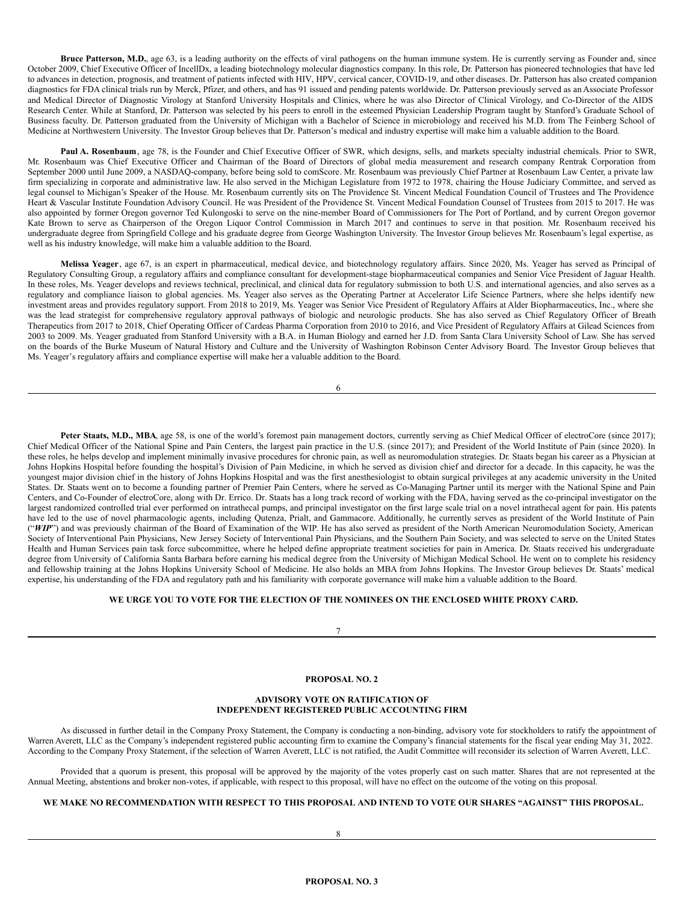**Bruce Patterson, M.D.**, age 63, is a leading authority on the effects of viral pathogens on the human immune system. He is currently serving as Founder and, since October 2009, Chief Executive Officer of IncellDx, a leading biotechnology molecular diagnostics company. In this role, Dr. Patterson has pioneered technologies that have led to advances in detection, prognosis, and treatment of patients infected with HIV, HPV, cervical cancer, COVID-19, and other diseases. Dr. Patterson has also created companion diagnostics for FDA clinical trials run by Merck, Pfizer, and others, and has 91 issued and pending patents worldwide. Dr. Patterson previously served as an Associate Professor and Medical Director of Diagnostic Virology at Stanford University Hospitals and Clinics, where he was also Director of Clinical Virology, and Co-Director of the AIDS Research Center. While at Stanford, Dr. Patterson was selected by his peers to enroll in the esteemed Physician Leadership Program taught by Stanford's Graduate School of Business faculty. Dr. Patterson graduated from the University of Michigan with a Bachelor of Science in microbiology and received his M.D. from The Feinberg School of Medicine at Northwestern University. The Investor Group believes that Dr. Patterson's medical and industry expertise will make him a valuable addition to the Board.

**Paul A. Rosenbaum**, age 78, is the Founder and Chief Executive Officer of SWR, which designs, sells, and markets specialty industrial chemicals. Prior to SWR, Mr. Rosenbaum was Chief Executive Officer and Chairman of the Board of Directors of global media measurement and research company Rentrak Corporation from September 2000 until June 2009, a NASDAQ-company, before being sold to comScore. Mr. Rosenbaum was previously Chief Partner at Rosenbaum Law Center, a private law firm specializing in corporate and administrative law. He also served in the Michigan Legislature from 1972 to 1978, chairing the House Judiciary Committee, and served as legal counsel to Michigan's Speaker of the House. Mr. Rosenbaum currently sits on The Providence St. Vincent Medical Foundation Council of Trustees and The Providence Heart & Vascular Institute Foundation Advisory Council. He was President of the Providence St. Vincent Medical Foundation Counsel of Trustees from 2015 to 2017. He was also appointed by former Oregon governor Ted Kulongoski to serve on the nine-member Board of Commissioners for The Port of Portland, and by current Oregon governor Kate Brown to serve as Chairperson of the Oregon Liquor Control Commission in March 2017 and continues to serve in that position. Mr. Rosenbaum received his undergraduate degree from Springfield College and his graduate degree from George Washington University. The Investor Group believes Mr. Rosenbaum's legal expertise, as well as his industry knowledge, will make him a valuable addition to the Board.

**Melissa Yeager**, age 67, is an expert in pharmaceutical, medical device, and biotechnology regulatory affairs. Since 2020, Ms. Yeager has served as Principal of Regulatory Consulting Group, a regulatory affairs and compliance consultant for development-stage biopharmaceutical companies and Senior Vice President of Jaguar Health. In these roles, Ms. Yeager develops and reviews technical, preclinical, and clinical data for regulatory submission to both U.S. and international agencies, and also serves as a regulatory and compliance liaison to global agencies. Ms. Yeager also serves as the Operating Partner at Accelerator Life Science Partners, where she helps identify new investment areas and provides regulatory support. From 2018 to 2019, Ms. Yeager was Senior Vice President of Regulatory Affairs at Alder Biopharmaceutics, Inc., where she was the lead strategist for comprehensive regulatory approval pathways of biologic and neurologic products. She has also served as Chief Regulatory Officer of Breath Therapeutics from 2017 to 2018, Chief Operating Officer of Cardeas Pharma Corporation from 2010 to 2016, and Vice President of Regulatory Affairs at Gilead Sciences from 2003 to 2009. Ms. Yeager graduated from Stanford University with a B.A. in Human Biology and earned her J.D. from Santa Clara University School of Law. She has served on the boards of the Burke Museum of Natural History and Culture and the University of Washington Robinson Center Advisory Board. The Investor Group believes that Ms. Yeager's regulatory affairs and compliance expertise will make her a valuable addition to the Board.

**Peter Staats, M.D., MBA**, age 58, is one of the world's foremost pain management doctors, currently serving as Chief Medical Officer of electroCore (since 2017); Chief Medical Officer of the National Spine and Pain Centers, the largest pain practice in the U.S. (since 2017); and President of the World Institute of Pain (since 2020). In these roles, he helps develop and implement minimally invasive procedures for chronic pain, as well as neuromodulation strategies. Dr. Staats began his career as a Physician at Johns Hopkins Hospital before founding the hospital's Division of Pain Medicine, in which he served as division chief and director for a decade. In this capacity, he was the youngest major division chief in the history of Johns Hopkins Hospital and was the first anesthesiologist to obtain surgical privileges at any academic university in the United States. Dr. Staats went on to become a founding partner of Premier Pain Centers, where he served as Co-Managing Partner until its merger with the National Spine and Pain Centers, and Co-Founder of electroCore, along with Dr. Errico. Dr. Staats has a long track record of working with the FDA, having served as the co-principal investigator on the largest randomized controlled trial ever performed on intrathecal pumps, and principal investigator on the first large scale trial on a novel intrathecal agent for pain. His patents have led to the use of novel pharmacologic agents, including Qutenza, Prialt, and Gammacore. Additionally, he currently serves as president of the World Institute of Pain ("***WIP***") and was previously chairman of the Board of Examination of the WIP. He has also served as president of the North American Neuromodulation Society, American Society of Interventional Pain Physicians, New Jersey Society of Interventional Pain Physicians, and the Southern Pain Society, and was selected to serve on the United States Health and Human Services pain task force subcommittee, where he helped define appropriate treatment societies for pain in America. Dr. Staats received his undergraduate degree from University of California Santa Barbara before earning his medical degree from the University of Michigan Medical School. He went on to complete his residency and fellowship training at the Johns Hopkins University School of Medicine. He also holds an MBA from Johns Hopkins. The Investor Group believes Dr. Staats' medical expertise, his understanding of the FDA and regulatory path and his familiarity with corporate governance will make him a valuable addition to the Board.

**WE URGE YOU TO VOTE FOR THE ELECTION OF THE NOMINEES ON THE ENCLOSED WHITE PROXY CARD.**

## PROPOSAL NO. 2

### ADVISORY VOTE ON RATIFICATION OF INDEPENDENT REGISTERED PUBLIC ACCOUNTING FIRM

As discussed in further detail in the Company Proxy Statement, the Company is conducting a non-binding, advisory vote for stockholders to ratify the appointment of Warren Averett, LLC as the Company's independent registered public accounting firm to examine the Company's financial statements for the fiscal year ending May 31, 2022. According to the Company Proxy Statement, if the selection of Warren Averett, LLC is not ratified, the Audit Committee will reconsider its selection of Warren Averett, LLC.

Provided that a quorum is present, this proposal will be approved by the majority of the votes properly cast on such matter. Shares that are not represented at the Annual Meeting, abstentions and broker non-votes, if applicable, with respect to this proposal, will have no effect on the outcome of the voting on this proposal.

**WE MAKE NO RECOMMENDATION WITH RESPECT TO THIS PROPOSAL AND INTEND TO VOTE OUR SHARES "AGAINST" THIS PROPOSAL.**

## PROPOSAL NO. 3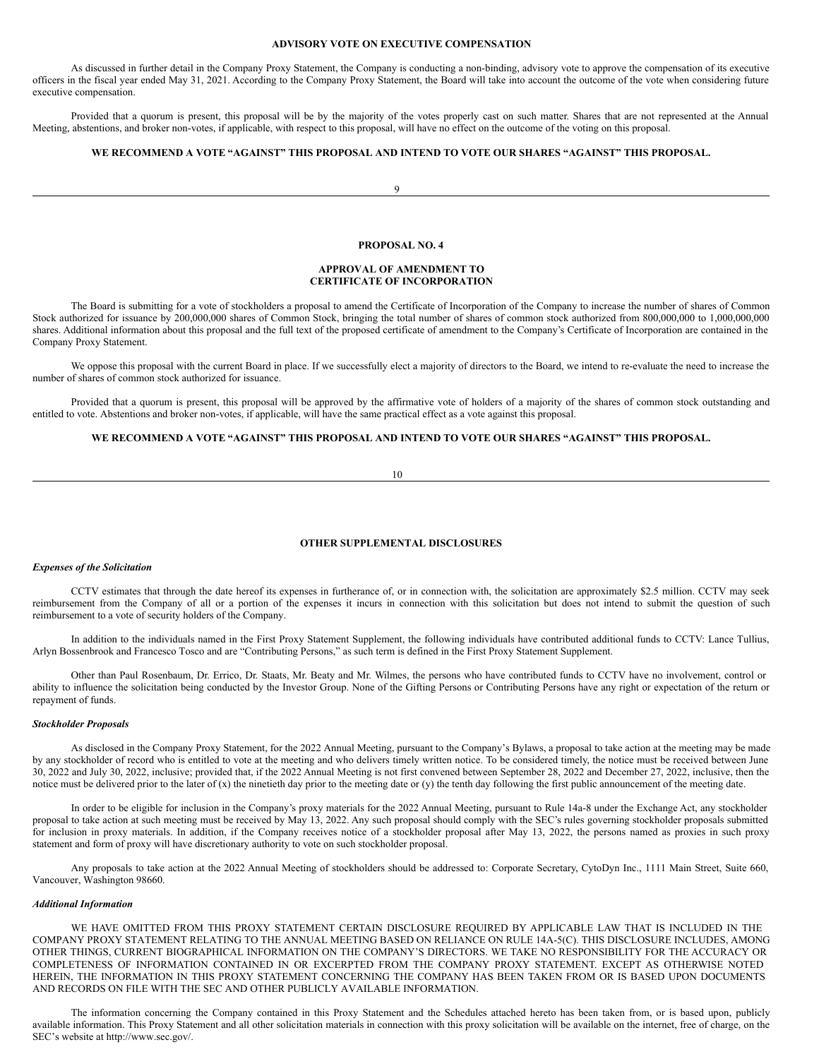## ADVISORY VOTE ON EXECUTIVE COMPENSATION

As discussed in further detail in the Company Proxy Statement, the Company is conducting a non-binding, advisory vote to approve the compensation of its executive officers in the fiscal year ended May 31, 2021. According to the Company Proxy Statement, the Board will take into account the outcome of the vote when considering future executive compensation.

Provided that a quorum is present, this proposal will be by the majority of the votes properly cast on such matter. Shares that are not represented at the Annual Meeting, abstentions, and broker non-votes, if applicable, with respect to this proposal, will have no effect on the outcome of the voting on this proposal.

**WE RECOMMEND A VOTE "AGAINST" THIS PROPOSAL AND INTEND TO VOTE OUR SHARES "AGAINST" THIS PROPOSAL.**

## PROPOSAL NO. 4

## APPROVAL OF AMENDMENT TO CERTIFICATE OF INCORPORATION

The Board is submitting for a vote of stockholders a proposal to amend the Certificate of Incorporation of the Company to increase the number of shares of Common Stock authorized for issuance by 200,000,000 shares of Common Stock, bringing the total number of shares of common stock authorized from 800,000,000 to 1,000,000,000 shares. Additional information about this proposal and the full text of the proposed certificate of amendment to the Company's Certificate of Incorporation are contained in the Company Proxy Statement.

We oppose this proposal with the current Board in place. If we successfully elect a majority of directors to the Board, we intend to re-evaluate the need to increase the number of shares of common stock authorized for issuance.

Provided that a quorum is present, this proposal will be approved by the affirmative vote of holders of a majority of the shares of common stock outstanding and entitled to vote. Abstentions and broker non-votes, if applicable, will have the same practical effect as a vote against this proposal.

**WE RECOMMEND A VOTE "AGAINST" THIS PROPOSAL AND INTEND TO VOTE OUR SHARES "AGAINST" THIS PROPOSAL.**

## OTHER SUPPLEMENTAL DISCLOSURES

***Expenses of the Solicitation***

CCTV estimates that through the date hereof its expenses in furtherance of, or in connection with, the solicitation are approximately $2.5 million. CCTV may seek reimbursement from the Company of all or a portion of the expenses it incurs in connection with this solicitation but does not intend to submit the question of such reimbursement to a vote of security holders of the Company.

In addition to the individuals named in the First Proxy Statement Supplement, the following individuals have contributed additional funds to CCTV: Lance Tullius, Arlyn Bossenbrook and Francesco Tosco and are "Contributing Persons," as such term is defined in the First Proxy Statement Supplement.

Other than Paul Rosenbaum, Dr. Errico, Dr. Staats, Mr. Beaty and Mr. Wilmes, the persons who have contributed funds to CCTV have no involvement, control or ability to influence the solicitation being conducted by the Investor Group. None of the Gifting Persons or Contributing Persons have any right or expectation of the return or repayment of funds.

***Stockholder Proposals***

As disclosed in the Company Proxy Statement, for the 2022 Annual Meeting, pursuant to the Company's Bylaws, a proposal to take action at the meeting may be made by any stockholder of record who is entitled to vote at the meeting and who delivers timely written notice. To be considered timely, the notice must be received between June 30, 2022 and July 30, 2022, inclusive; provided that, if the 2022 Annual Meeting is not first convened between September 28, 2022 and December 27, 2022, inclusive, then the notice must be delivered prior to the later of (x) the ninetieth day prior to the meeting date or (y) the tenth day following the first public announcement of the meeting date.

In order to be eligible for inclusion in the Company's proxy materials for the 2022 Annual Meeting, pursuant to Rule 14a-8 under the Exchange Act, any stockholder proposal to take action at such meeting must be received by May 13, 2022. Any such proposal should comply with the SEC's rules governing stockholder proposals submitted for inclusion in proxy materials. In addition, if the Company receives notice of a stockholder proposal after May 13, 2022, the persons named as proxies in such proxy statement and form of proxy will have discretionary authority to vote on such stockholder proposal.

Any proposals to take action at the 2022 Annual Meeting of stockholders should be addressed to: Corporate Secretary, CytoDyn Inc., 1111 Main Street, Suite 660, Vancouver, Washington 98660.

***Additional Information***

WE HAVE OMITTED FROM THIS PROXY STATEMENT CERTAIN DISCLOSURE REQUIRED BY APPLICABLE LAW THAT IS INCLUDED IN THE COMPANY PROXY STATEMENT RELATING TO THE ANNUAL MEETING BASED ON RELIANCE ON RULE 14A-5(C). THIS DISCLOSURE INCLUDES, AMONG OTHER THINGS, CURRENT BIOGRAPHICAL INFORMATION ON THE COMPANY'S DIRECTORS. WE TAKE NO RESPONSIBILITY FOR THE ACCURACY OR COMPLETENESS OF INFORMATION CONTAINED IN OR EXCERPTED FROM THE COMPANY PROXY STATEMENT. EXCEPT AS OTHERWISE NOTED HEREIN, THE INFORMATION IN THIS PROXY STATEMENT CONCERNING THE COMPANY HAS BEEN TAKEN FROM OR IS BASED UPON DOCUMENTS AND RECORDS ON FILE WITH THE SEC AND OTHER PUBLICLY AVAILABLE INFORMATION.

The information concerning the Company contained in this Proxy Statement and the Schedules attached hereto has been taken from, or is based upon, publicly available information. This Proxy Statement and all other solicitation materials in connection with this proxy solicitation will be available on the internet, free of charge, on the SEC's website at http://www.sec.gov/.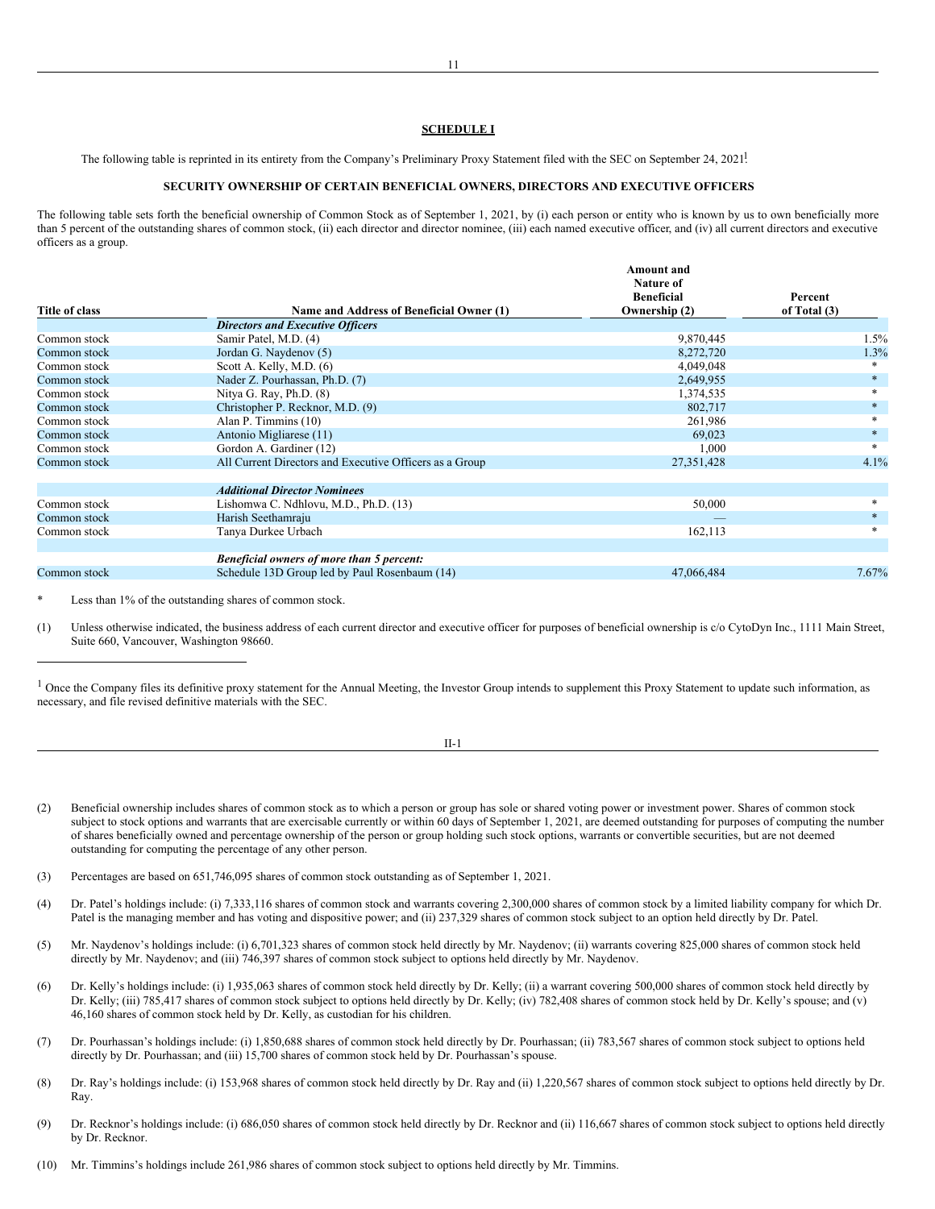## SCHEDULE I

The following table is reprinted in its entirety from the Company's Preliminary Proxy Statement filed with the SEC on September 24, 2021[1].

### SECURITY OWNERSHIP OF CERTAIN BENEFICIAL OWNERS, DIRECTORS AND EXECUTIVE OFFICERS

The following table sets forth the beneficial ownership of Common Stock as of September 1, 2021, by (i) each person or entity who is known by us to own beneficially more than 5 percent of the outstanding shares of common stock, (ii) each director and director nominee, (iii) each named executive officer, and (iv) all current directors and executive officers as a group.

| Title of class | Name and Address of Beneficial Owner (1) | Amount and Nature of Beneficial Ownership (2) | Percent of Total (3) |
|---|---|---|---|
| | ***Directors and Executive Officers*** | | |
| Common stock | Samir Patel, M.D. (4) | 9,870,445 | 1.5% |
| Common stock | Jordan G. Naydenov (5) | 8,272,720 | 1.3% |
| Common stock | Scott A. Kelly, M.D. (6) | 4,049,048 | * |
| Common stock | Nader Z. Pourhassan, Ph.D. (7) | 2,649,955 | * |
| Common stock | Nitya G. Ray, Ph.D. (8) | 1,374,535 | * |
| Common stock | Christopher P. Recknor, M.D. (9) | 802,717 | * |
| Common stock | Alan P. Timmins (10) | 261,986 | * |
| Common stock | Antonio Migliarese (11) | 69,023 | * |
| Common stock | Gordon A. Gardiner (12) | 1,000 | * |
| Common stock | All Current Directors and Executive Officers as a Group | 27,351,428 | 4.1% |
| | ***Additional Director Nominees*** | | |
| Common stock | Lishomwa C. Ndhlovu, M.D., Ph.D. (13) | 50,000 | * |
| Common stock | Harish Seethamraju | — | * |
| Common stock | Tanya Durkee Urbach | 162,113 | * |
| | ***Beneficial owners of more than 5 percent:*** | | |
| Common stock | Schedule 13D Group led by Paul Rosenbaum (14) | 47,066,484 | 7.67% |

\* Less than 1% of the outstanding shares of common stock.

(1) Unless otherwise indicated, the business address of each current director and executive officer for purposes of beneficial ownership is c/o CytoDyn Inc., 1111 Main Street, Suite 660, Vancouver, Washington 98660.

[1] Once the Company files its definitive proxy statement for the Annual Meeting, the Investor Group intends to supplement this Proxy Statement to update such information, as necessary, and file revised definitive materials with the SEC.

(2) Beneficial ownership includes shares of common stock as to which a person or group has sole or shared voting power or investment power. Shares of common stock subject to stock options and warrants that are exercisable currently or within 60 days of September 1, 2021, are deemed outstanding for purposes of computing the number of shares beneficially owned and percentage ownership of the person or group holding such stock options, warrants or convertible securities, but are not deemed outstanding for computing the percentage of any other person.

(3) Percentages are based on 651,746,095 shares of common stock outstanding as of September 1, 2021.

(4) Dr. Patel's holdings include: (i) 7,333,116 shares of common stock and warrants covering 2,300,000 shares of common stock by a limited liability company for which Dr. Patel is the managing member and has voting and dispositive power; and (ii) 237,329 shares of common stock subject to an option held directly by Dr. Patel.

(5) Mr. Naydenov's holdings include: (i) 6,701,323 shares of common stock held directly by Mr. Naydenov; (ii) warrants covering 825,000 shares of common stock held directly by Mr. Naydenov; and (iii) 746,397 shares of common stock subject to options held directly by Mr. Naydenov.

(6) Dr. Kelly's holdings include: (i) 1,935,063 shares of common stock held directly by Dr. Kelly; (ii) a warrant covering 500,000 shares of common stock held directly by Dr. Kelly; (iii) 785,417 shares of common stock subject to options held directly by Dr. Kelly; (iv) 782,408 shares of common stock held by Dr. Kelly's spouse; and (v) 46,160 shares of common stock held by Dr. Kelly, as custodian for his children.

(7) Dr. Pourhassan's holdings include: (i) 1,850,688 shares of common stock held directly by Dr. Pourhassan; (ii) 783,567 shares of common stock subject to options held directly by Dr. Pourhassan; and (iii) 15,700 shares of common stock held by Dr. Pourhassan's spouse.

(8) Dr. Ray's holdings include: (i) 153,968 shares of common stock held directly by Dr. Ray and (ii) 1,220,567 shares of common stock subject to options held directly by Dr. Ray.

(9) Dr. Recknor's holdings include: (i) 686,050 shares of common stock held directly by Dr. Recknor and (ii) 116,667 shares of common stock subject to options held directly by Dr. Recknor.

(10) Mr. Timmins's holdings include 261,986 shares of common stock subject to options held directly by Mr. Timmins.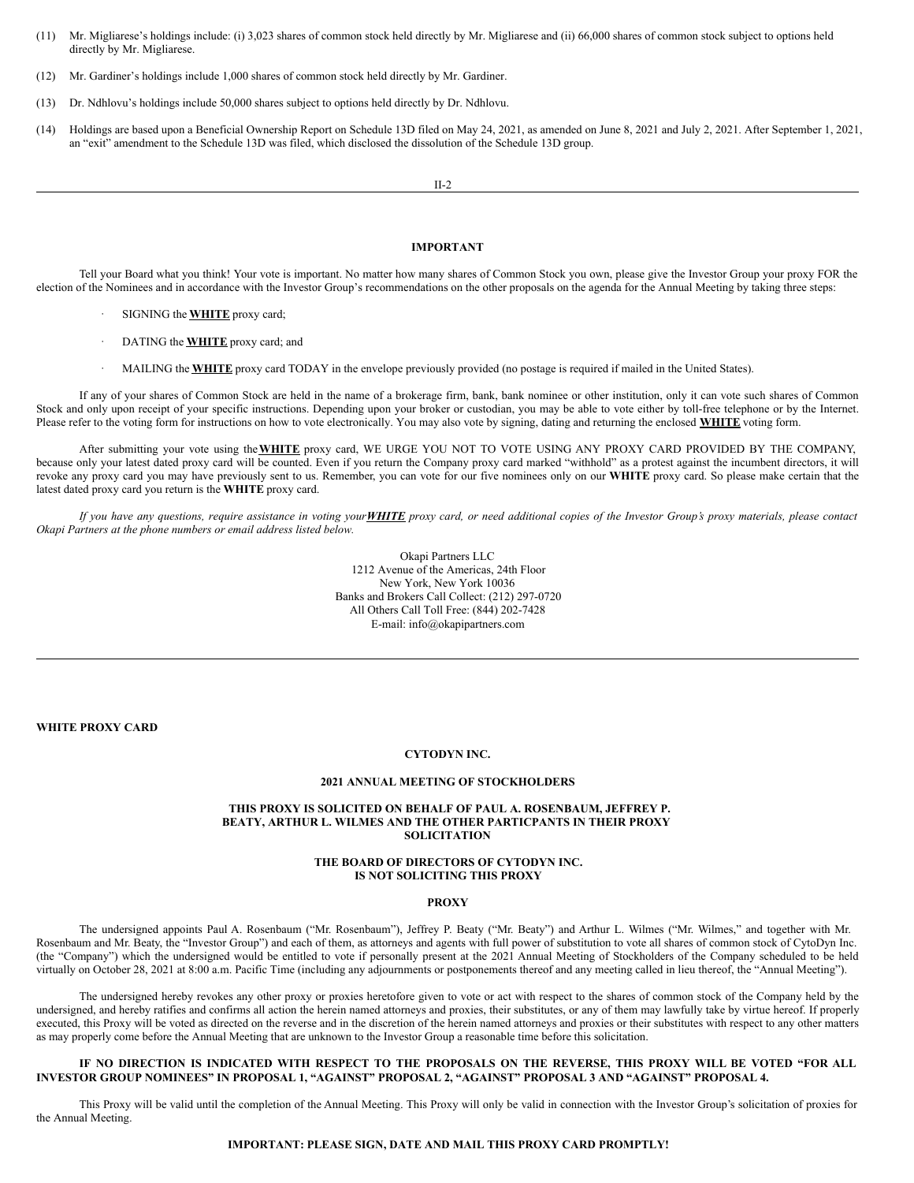(11) Mr. Migliarese's holdings include: (i) 3,023 shares of common stock held directly by Mr. Migliarese and (ii) 66,000 shares of common stock subject to options held directly by Mr. Migliarese.

(12) Mr. Gardiner's holdings include 1,000 shares of common stock held directly by Mr. Gardiner.

(13) Dr. Ndhlovu's holdings include 50,000 shares subject to options held directly by Dr. Ndhlovu.

(14) Holdings are based upon a Beneficial Ownership Report on Schedule 13D filed on May 24, 2021, as amended on June 8, 2021 and July 2, 2021. After September 1, 2021, an "exit" amendment to the Schedule 13D was filed, which disclosed the dissolution of the Schedule 13D group.

---

**IMPORTANT**

Tell your Board what you think! Your vote is important. No matter how many shares of Common Stock you own, please give the Investor Group your proxy FOR the election of the Nominees and in accordance with the Investor Group's recommendations on the other proposals on the agenda for the Annual Meeting by taking three steps:

- SIGNING the **WHITE** proxy card;
- DATING the **WHITE** proxy card; and
- MAILING the **WHITE** proxy card TODAY in the envelope previously provided (no postage is required if mailed in the United States).

If any of your shares of Common Stock are held in the name of a brokerage firm, bank, bank nominee or other institution, only it can vote such shares of Common Stock and only upon receipt of your specific instructions. Depending upon your broker or custodian, you may be able to vote either by toll-free telephone or by the Internet. Please refer to the voting form for instructions on how to vote electronically. You may also vote by signing, dating and returning the enclosed **WHITE** voting form.

After submitting your vote using the **WHITE** proxy card, WE URGE YOU NOT TO VOTE USING ANY PROXY CARD PROVIDED BY THE COMPANY, because only your latest dated proxy card will be counted. Even if you return the Company proxy card marked "withhold" as a protest against the incumbent directors, it will revoke any proxy card you may have previously sent to us. Remember, you can vote for our five nominees only on our **WHITE** proxy card. So please make certain that the latest dated proxy card you return is the **WHITE** proxy card.

*If you have any questions, require assistance in voting your* ***WHITE*** *proxy card, or need additional copies of the Investor Group's proxy materials, please contact Okapi Partners at the phone numbers or email address listed below.*

Okapi Partners LLC
1212 Avenue of the Americas, 24th Floor
New York, New York 10036
Banks and Brokers Call Collect: (212) 297-0720
All Others Call Toll Free: (844) 202-7428
E-mail: info@okapipartners.com

---

**WHITE PROXY CARD**

**CYTODYN INC.**

**2021 ANNUAL MEETING OF STOCKHOLDERS**

**THIS PROXY IS SOLICITED ON BEHALF OF PAUL A. ROSENBAUM, JEFFREY P. BEATY, ARTHUR L. WILMES AND THE OTHER PARTICPANTS IN THEIR PROXY SOLICITATION**

**THE BOARD OF DIRECTORS OF CYTODYN INC. IS NOT SOLICITING THIS PROXY**

**PROXY**

The undersigned appoints Paul A. Rosenbaum ("Mr. Rosenbaum"), Jeffrey P. Beaty ("Mr. Beaty") and Arthur L. Wilmes ("Mr. Wilmes," and together with Mr. Rosenbaum and Mr. Beaty, the "Investor Group") and each of them, as attorneys and agents with full power of substitution to vote all shares of common stock of CytoDyn Inc. (the "Company") which the undersigned would be entitled to vote if personally present at the 2021 Annual Meeting of Stockholders of the Company scheduled to be held virtually on October 28, 2021 at 8:00 a.m. Pacific Time (including any adjournments or postponements thereof and any meeting called in lieu thereof, the "Annual Meeting").

The undersigned hereby revokes any other proxy or proxies heretofore given to vote or act with respect to the shares of common stock of the Company held by the undersigned, and hereby ratifies and confirms all action the herein named attorneys and proxies, their substitutes, or any of them may lawfully take by virtue hereof. If properly executed, this Proxy will be voted as directed on the reverse and in the discretion of the herein named attorneys and proxies or their substitutes with respect to any other matters as may properly come before the Annual Meeting that are unknown to the Investor Group a reasonable time before this solicitation.

**IF NO DIRECTION IS INDICATED WITH RESPECT TO THE PROPOSALS ON THE REVERSE, THIS PROXY WILL BE VOTED "FOR ALL INVESTOR GROUP NOMINEES" IN PROPOSAL 1, "AGAINST" PROPOSAL 2, "AGAINST" PROPOSAL 3 AND "AGAINST" PROPOSAL 4.**

This Proxy will be valid until the completion of the Annual Meeting. This Proxy will only be valid in connection with the Investor Group's solicitation of proxies for the Annual Meeting.

**IMPORTANT: PLEASE SIGN, DATE AND MAIL THIS PROXY CARD PROMPTLY!**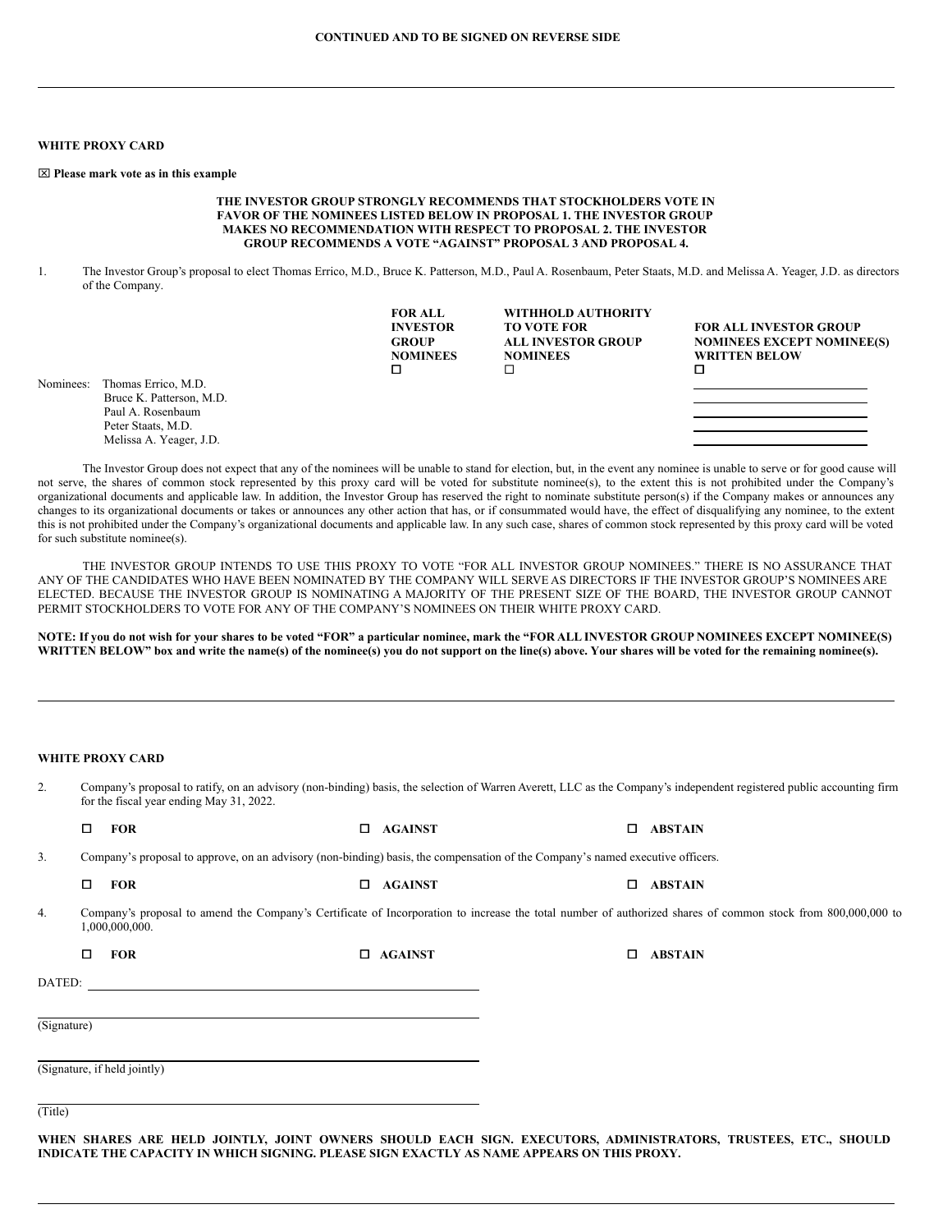**CONTINUED AND TO BE SIGNED ON REVERSE SIDE**

---

**WHITE PROXY CARD**

☒ **Please mark vote as in this example**

**THE INVESTOR GROUP STRONGLY RECOMMENDS THAT STOCKHOLDERS VOTE IN FAVOR OF THE NOMINEES LISTED BELOW IN PROPOSAL 1. THE INVESTOR GROUP MAKES NO RECOMMENDATION WITH RESPECT TO PROPOSAL 2. THE INVESTOR GROUP RECOMMENDS A VOTE "AGAINST" PROPOSAL 3 AND PROPOSAL 4.**

1. The Investor Group's proposal to elect Thomas Errico, M.D., Bruce K. Patterson, M.D., Paul A. Rosenbaum, Peter Staats, M.D. and Melissa A. Yeager, J.D. as directors of the Company.

| | FOR ALL INVESTOR GROUP NOMINEES | WITHHOLD AUTHORITY TO VOTE FOR ALL INVESTOR GROUP NOMINEES | FOR ALL INVESTOR GROUP NOMINEES EXCEPT NOMINEE(S) WRITTEN BELOW |
|---|---|---|---|
| Nominees: Thomas Errico, M.D.<br>Bruce K. Patterson, M.D.<br>Paul A. Rosenbaum<br>Peter Staats, M.D.<br>Melissa A. Yeager, J.D. | ☐ | ☐ | ☐<br>\_\_\_\_\_\_\_\_\_\_\_\_<br>\_\_\_\_\_\_\_\_\_\_\_\_<br>\_\_\_\_\_\_\_\_\_\_\_\_<br>\_\_\_\_\_\_\_\_\_\_\_\_<br>\_\_\_\_\_\_\_\_\_\_\_\_ |

The Investor Group does not expect that any of the nominees will be unable to stand for election, but, in the event any nominee is unable to serve or for good cause will not serve, the shares of common stock represented by this proxy card will be voted for substitute nominee(s), to the extent this is not prohibited under the Company's organizational documents and applicable law. In addition, the Investor Group has reserved the right to nominate substitute person(s) if the Company makes or announces any changes to its organizational documents or takes or announces any other action that has, or if consummated would have, the effect of disqualifying any nominee, to the extent this is not prohibited under the Company's organizational documents and applicable law. In any such case, shares of common stock represented by this proxy card will be voted for such substitute nominee(s).

THE INVESTOR GROUP INTENDS TO USE THIS PROXY TO VOTE "FOR ALL INVESTOR GROUP NOMINEES." THERE IS NO ASSURANCE THAT ANY OF THE CANDIDATES WHO HAVE BEEN NOMINATED BY THE COMPANY WILL SERVE AS DIRECTORS IF THE INVESTOR GROUP'S NOMINEES ARE ELECTED. BECAUSE THE INVESTOR GROUP IS NOMINATING A MAJORITY OF THE PRESENT SIZE OF THE BOARD, THE INVESTOR GROUP CANNOT PERMIT STOCKHOLDERS TO VOTE FOR ANY OF THE COMPANY'S NOMINEES ON THEIR WHITE PROXY CARD.

**NOTE: If you do not wish for your shares to be voted "FOR" a particular nominee, mark the "FOR ALL INVESTOR GROUP NOMINEES EXCEPT NOMINEE(S) WRITTEN BELOW" box and write the name(s) of the nominee(s) you do not support on the line(s) above. Your shares will be voted for the remaining nominee(s).**

---

**WHITE PROXY CARD**

2. Company's proposal to ratify, on an advisory (non-binding) basis, the selection of Warren Averett, LLC as the Company's independent registered public accounting firm for the fiscal year ending May 31, 2022.

☐ **FOR** ☐ **AGAINST** ☐ **ABSTAIN**

3. Company's proposal to approve, on an advisory (non-binding) basis, the compensation of the Company's named executive officers.

☐ **FOR** ☐ **AGAINST** ☐ **ABSTAIN**

4. Company's proposal to amend the Company's Certificate of Incorporation to increase the total number of authorized shares of common stock from 800,000,000 to 1,000,000,000.

☐ **FOR** ☐ **AGAINST** ☐ **ABSTAIN**

DATED: \_\_\_\_\_\_\_\_\_\_\_\_\_\_\_\_\_\_\_\_\_\_\_\_\_\_\_\_\_\_

\_\_\_\_\_\_\_\_\_\_\_\_\_\_\_\_\_\_\_\_\_\_\_\_\_\_\_\_\_\_

(Signature)

\_\_\_\_\_\_\_\_\_\_\_\_\_\_\_\_\_\_\_\_\_\_\_\_\_\_\_\_\_\_

(Signature, if held jointly)

\_\_\_\_\_\_\_\_\_\_\_\_\_\_\_\_\_\_\_\_\_\_\_\_\_\_\_\_\_\_

(Title)

**WHEN SHARES ARE HELD JOINTLY, JOINT OWNERS SHOULD EACH SIGN. EXECUTORS, ADMINISTRATORS, TRUSTEES, ETC., SHOULD INDICATE THE CAPACITY IN WHICH SIGNING. PLEASE SIGN EXACTLY AS NAME APPEARS ON THIS PROXY.**